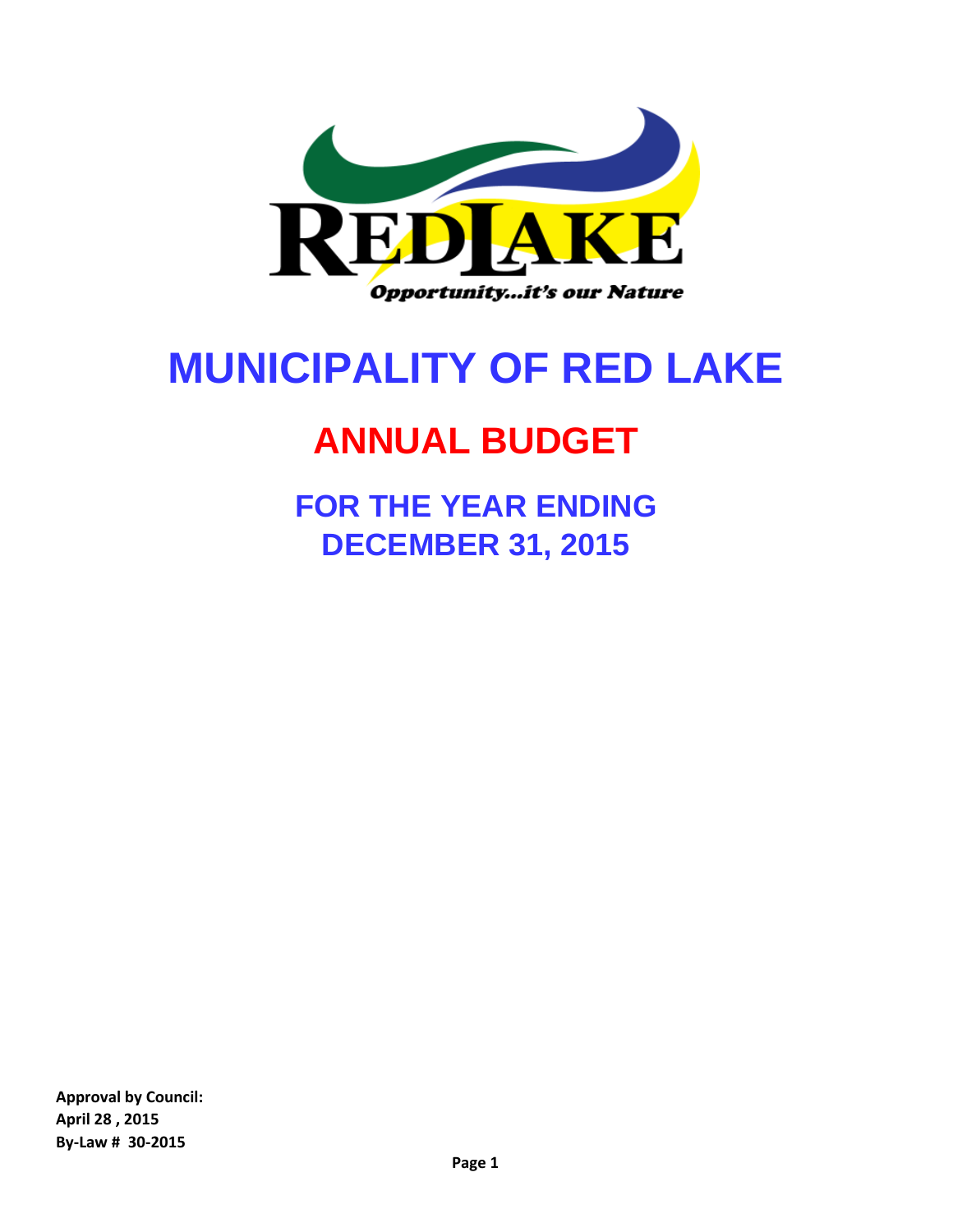REDLAKE

*Opportunity...it's our Nature*

# MUNICIPALITY OF RED LAKE

## ANNUAL BUDGET

## FOR THE YEAR ENDING DECEMBER 31, 2015

**Approval by Council:**
**April 28 , 2015**
**By-Law # 30-2015**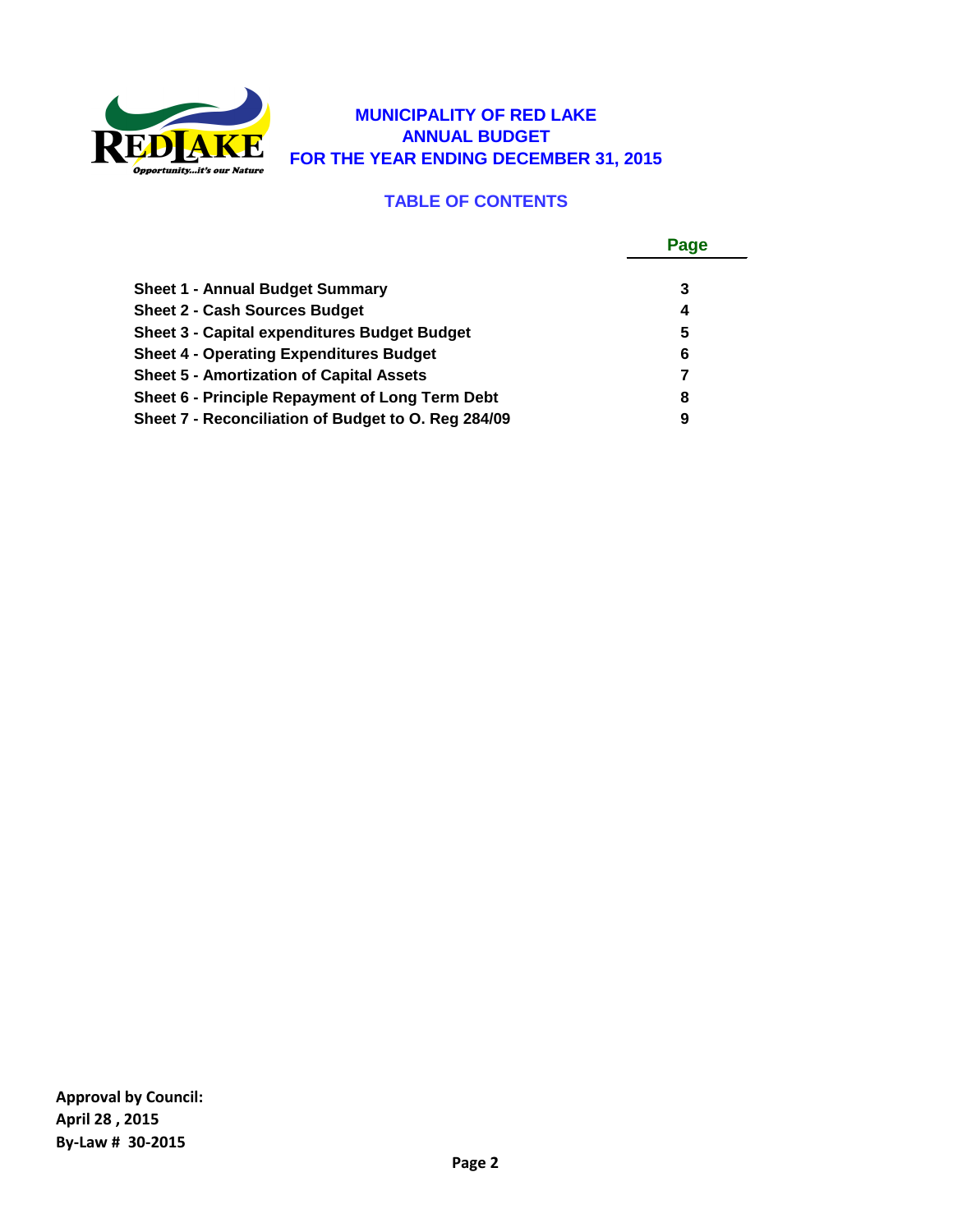# MUNICIPALITY OF RED LAKE
## ANNUAL BUDGET
## FOR THE YEAR ENDING DECEMBER 31, 2015

### TABLE OF CONTENTS

| | Page |
|---|---|
| **Sheet 1 - Annual Budget Summary** | **3** |
| **Sheet 2 - Cash Sources Budget** | **4** |
| **Sheet 3 - Capital expenditures Budget Budget** | **5** |
| **Sheet 4 - Operating Expenditures Budget** | **6** |
| **Sheet 5 - Amortization of Capital Assets** | **7** |
| **Sheet 6 - Principle Repayment of Long Term Debt** | **8** |
| **Sheet 7 - Reconciliation of Budget to O. Reg 284/09** | **9** |

**Approval by Council:**
**April 28 , 2015**
**By-Law # 30-2015**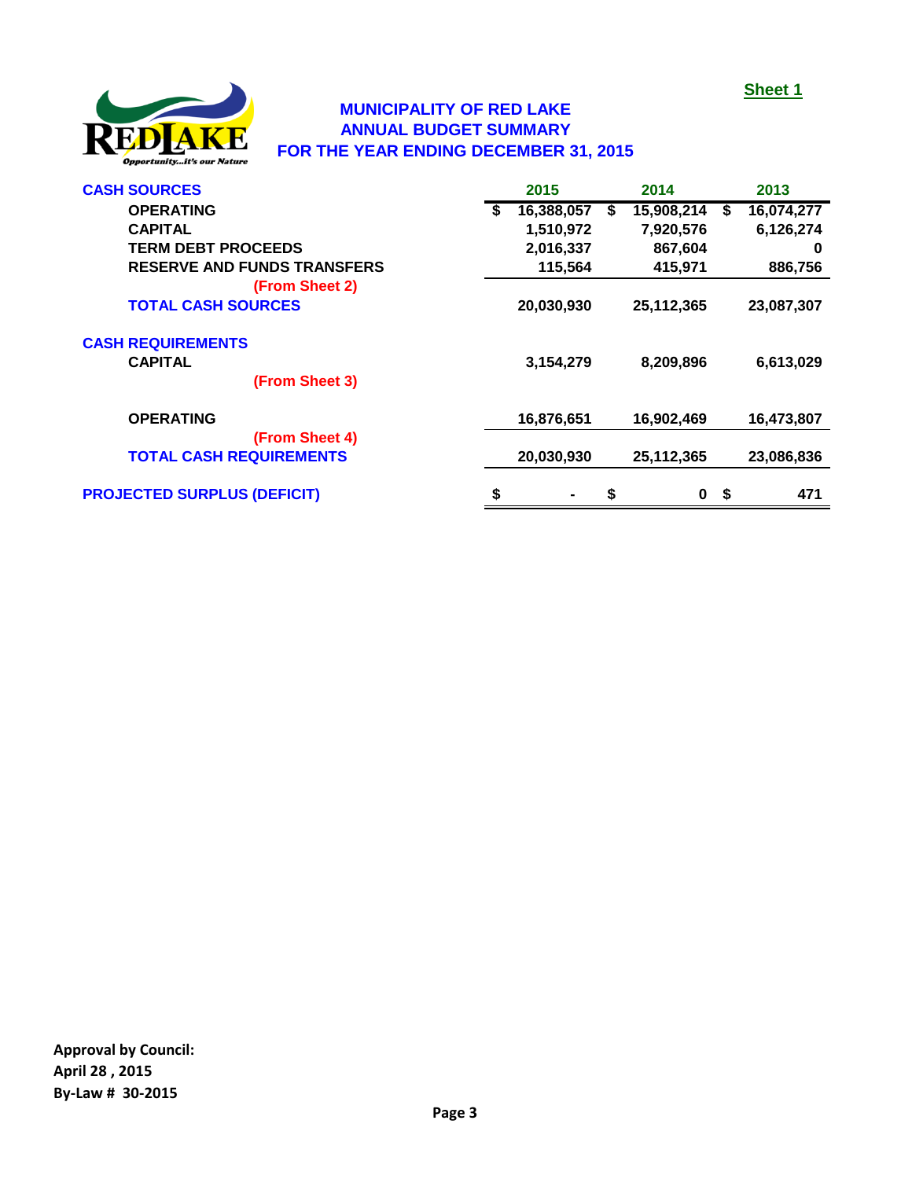Sheet 1

# MUNICIPALITY OF RED LAKE
## ANNUAL BUDGET SUMMARY
## FOR THE YEAR ENDING DECEMBER 31, 2015

| | 2015 | 2014 | 2013 |
|---|---|---|---|
| **CASH SOURCES** | | | |
| OPERATING | $ 16,388,057 | $ 15,908,214 | $ 16,074,277 |
| CAPITAL | 1,510,972 | 7,920,576 | 6,126,274 |
| TERM DEBT PROCEEDS | 2,016,337 | 867,604 | 0 |
| RESERVE AND FUNDS TRANSFERS | 115,564 | 415,971 | 886,756 |
| (From Sheet 2) | | | |
| **TOTAL CASH SOURCES** | 20,030,930 | 25,112,365 | 23,087,307 |
| **CASH REQUIREMENTS** | | | |
| CAPITAL | 3,154,279 | 8,209,896 | 6,613,029 |
| (From Sheet 3) | | | |
| OPERATING | 16,876,651 | 16,902,469 | 16,473,807 |
| (From Sheet 4) | | | |
| **TOTAL CASH REQUIREMENTS** | 20,030,930 | 25,112,365 | 23,086,836 |
| **PROJECTED SURPLUS (DEFICIT)** | $ - | $ 0 | $ 471 |

**Approval by Council:**
**April 28 , 2015**
**By-Law # 30-2015**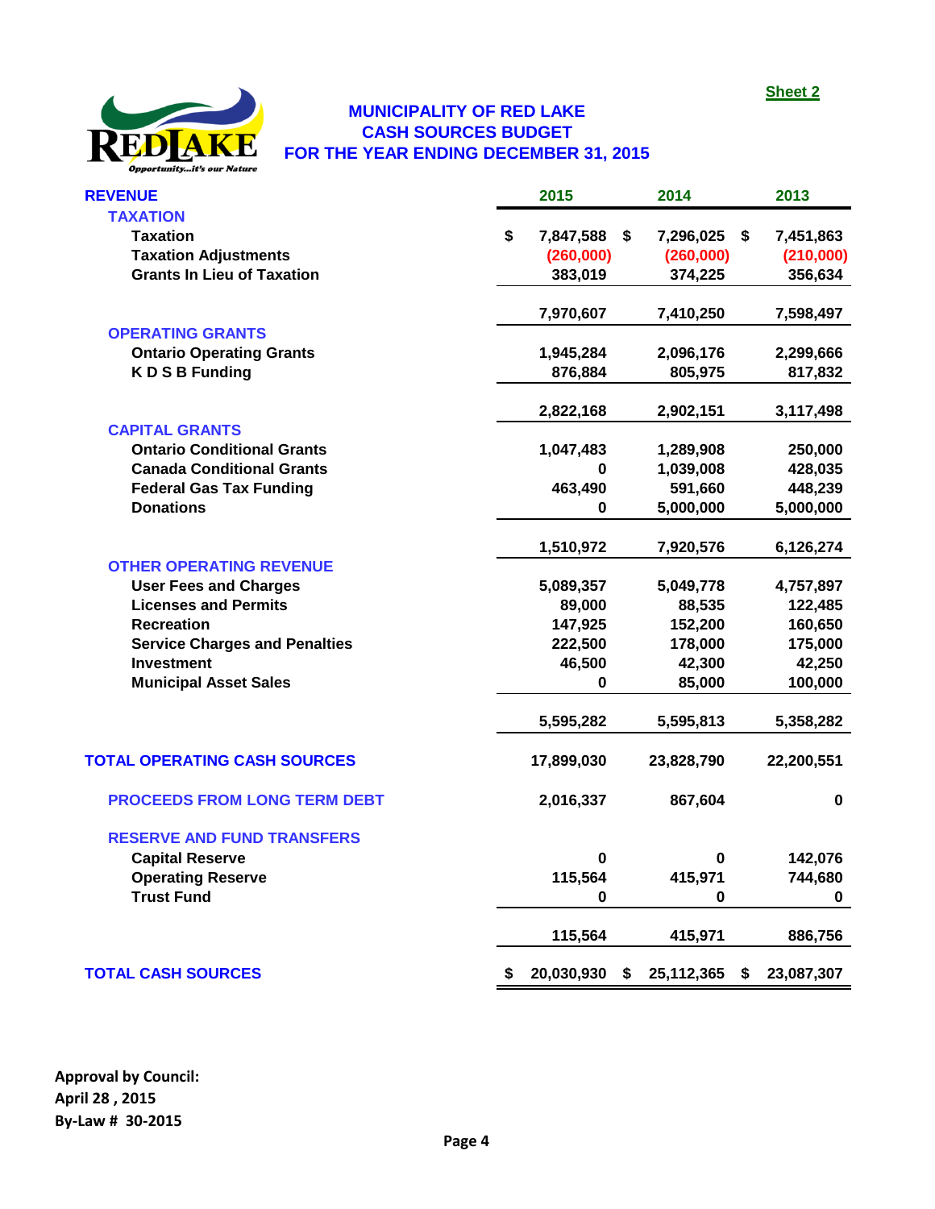Sheet 2

# MUNICIPALITY OF RED LAKE
## CASH SOURCES BUDGET
## FOR THE YEAR ENDING DECEMBER 31, 2015

| REVENUE | 2015 | 2014 | 2013 |
|---|---|---|---|
| **TAXATION** | | | |
| Taxation | $ 7,847,588 | $ 7,296,025 | $ 7,451,863 |
| Taxation Adjustments | (260,000) | (260,000) | (210,000) |
| Grants In Lieu of Taxation | 383,019 | 374,225 | 356,634 |
| | 7,970,607 | 7,410,250 | 7,598,497 |
| **OPERATING GRANTS** | | | |
| Ontario Operating Grants | 1,945,284 | 2,096,176 | 2,299,666 |
| K D S B Funding | 876,884 | 805,975 | 817,832 |
| | 2,822,168 | 2,902,151 | 3,117,498 |
| **CAPITAL GRANTS** | | | |
| Ontario Conditional Grants | 1,047,483 | 1,289,908 | 250,000 |
| Canada Conditional Grants | 0 | 1,039,008 | 428,035 |
| Federal Gas Tax Funding | 463,490 | 591,660 | 448,239 |
| Donations | 0 | 5,000,000 | 5,000,000 |
| | 1,510,972 | 7,920,576 | 6,126,274 |
| **OTHER OPERATING REVENUE** | | | |
| User Fees and Charges | 5,089,357 | 5,049,778 | 4,757,897 |
| Licenses and Permits | 89,000 | 88,535 | 122,485 |
| Recreation | 147,925 | 152,200 | 160,650 |
| Service Charges and Penalties | 222,500 | 178,000 | 175,000 |
| Investment | 46,500 | 42,300 | 42,250 |
| Municipal Asset Sales | 0 | 85,000 | 100,000 |
| | 5,595,282 | 5,595,813 | 5,358,282 |
| **TOTAL OPERATING CASH SOURCES** | 17,899,030 | 23,828,790 | 22,200,551 |
| **PROCEEDS FROM LONG TERM DEBT** | 2,016,337 | 867,604 | 0 |
| **RESERVE AND FUND TRANSFERS** | | | |
| Capital Reserve | 0 | 0 | 142,076 |
| Operating Reserve | 115,564 | 415,971 | 744,680 |
| Trust Fund | 0 | 0 | 0 |
| | 115,564 | 415,971 | 886,756 |
| **TOTAL CASH SOURCES** | $ 20,030,930 | $ 25,112,365 | $ 23,087,307 |

**Approval by Council:**
**April 28 , 2015**
**By-Law # 30-2015**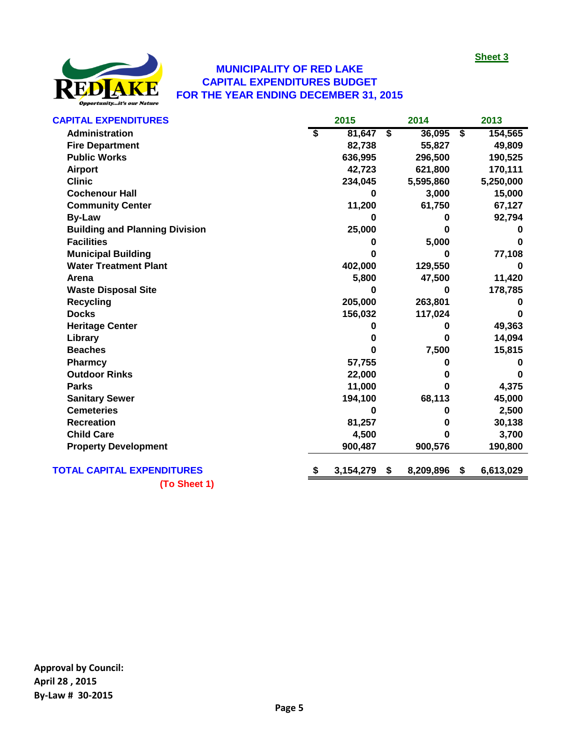Sheet 3

# MUNICIPALITY OF RED LAKE
## CAPITAL EXPENDITURES BUDGET
## FOR THE YEAR ENDING DECEMBER 31, 2015

| CAPITAL EXPENDITURES | 2015 | 2014 | 2013 |
|---|---|---|---|
| Administration | $ 81,647 | $ 36,095 | $ 154,565 |
| Fire Department | 82,738 | 55,827 | 49,809 |
| Public Works | 636,995 | 296,500 | 190,525 |
| Airport | 42,723 | 621,800 | 170,111 |
| Clinic | 234,045 | 5,595,860 | 5,250,000 |
| Cochenour Hall | 0 | 3,000 | 15,000 |
| Community Center | 11,200 | 61,750 | 67,127 |
| By-Law | 0 | 0 | 92,794 |
| Building and Planning Division | 25,000 | 0 | 0 |
| Facilities | 0 | 5,000 | 0 |
| Municipal Building | 0 | 0 | 77,108 |
| Water Treatment Plant | 402,000 | 129,550 | 0 |
| Arena | 5,800 | 47,500 | 11,420 |
| Waste Disposal Site | 0 | 0 | 178,785 |
| Recycling | 205,000 | 263,801 | 0 |
| Docks | 156,032 | 117,024 | 0 |
| Heritage Center | 0 | 0 | 49,363 |
| Library | 0 | 0 | 14,094 |
| Beaches | 0 | 7,500 | 15,815 |
| Pharmcy | 57,755 | 0 | 0 |
| Outdoor Rinks | 22,000 | 0 | 0 |
| Parks | 11,000 | 0 | 4,375 |
| Sanitary Sewer | 194,100 | 68,113 | 45,000 |
| Cemeteries | 0 | 0 | 2,500 |
| Recreation | 81,257 | 0 | 30,138 |
| Child Care | 4,500 | 0 | 3,700 |
| Property Development | 900,487 | 900,576 | 190,800 |
| **TOTAL CAPITAL EXPENDITURES** | $ 3,154,279 | $ 8,209,896 | $ 6,613,029 |

(To Sheet 1)

**Approval by Council:**
**April 28 , 2015**
**By-Law # 30-2015**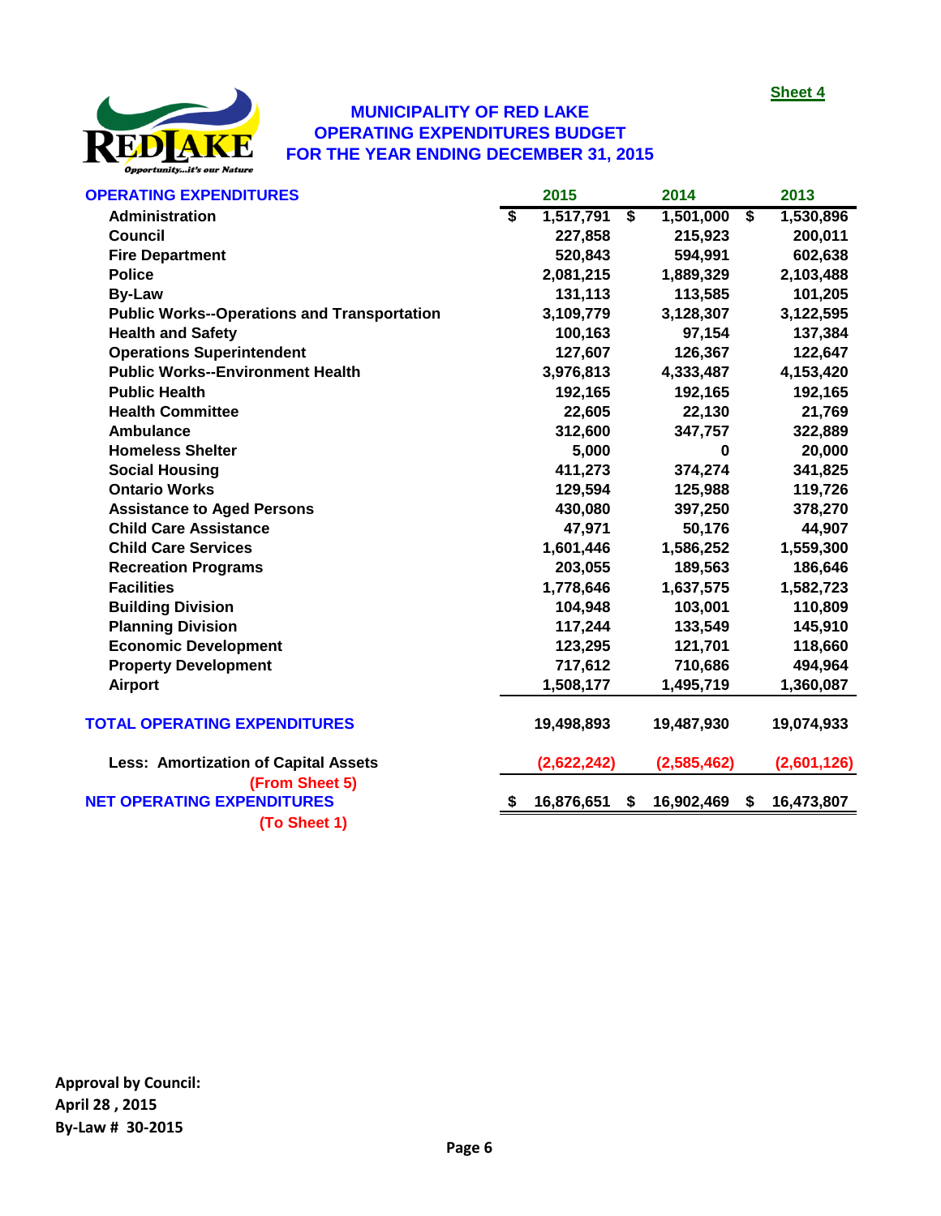Sheet 4

# MUNICIPALITY OF RED LAKE
## OPERATING EXPENDITURES BUDGET
## FOR THE YEAR ENDING DECEMBER 31, 2015

| OPERATING EXPENDITURES | 2015 | 2014 | 2013 |
|---|---|---|---|
| Administration | $ 1,517,791 | $ 1,501,000 | $ 1,530,896 |
| Council | 227,858 | 215,923 | 200,011 |
| Fire Department | 520,843 | 594,991 | 602,638 |
| Police | 2,081,215 | 1,889,329 | 2,103,488 |
| By-Law | 131,113 | 113,585 | 101,205 |
| Public Works--Operations and Transportation | 3,109,779 | 3,128,307 | 3,122,595 |
| Health and Safety | 100,163 | 97,154 | 137,384 |
| Operations Superintendent | 127,607 | 126,367 | 122,647 |
| Public Works--Environment Health | 3,976,813 | 4,333,487 | 4,153,420 |
| Public Health | 192,165 | 192,165 | 192,165 |
| Health Committee | 22,605 | 22,130 | 21,769 |
| Ambulance | 312,600 | 347,757 | 322,889 |
| Homeless Shelter | 5,000 | 0 | 20,000 |
| Social Housing | 411,273 | 374,274 | 341,825 |
| Ontario Works | 129,594 | 125,988 | 119,726 |
| Assistance to Aged Persons | 430,080 | 397,250 | 378,270 |
| Child Care Assistance | 47,971 | 50,176 | 44,907 |
| Child Care Services | 1,601,446 | 1,586,252 | 1,559,300 |
| Recreation Programs | 203,055 | 189,563 | 186,646 |
| Facilities | 1,778,646 | 1,637,575 | 1,582,723 |
| Building Division | 104,948 | 103,001 | 110,809 |
| Planning Division | 117,244 | 133,549 | 145,910 |
| Economic Development | 123,295 | 121,701 | 118,660 |
| Property Development | 717,612 | 710,686 | 494,964 |
| Airport | 1,508,177 | 1,495,719 | 1,360,087 |
| **TOTAL OPERATING EXPENDITURES** | 19,498,893 | 19,487,930 | 19,074,933 |
| Less: Amortization of Capital Assets (From Sheet 5) | (2,622,242) | (2,585,462) | (2,601,126) |
| **NET OPERATING EXPENDITURES** (To Sheet 1) | $ 16,876,651 | $ 16,902,469 | $ 16,473,807 |

**Approval by Council:**
**April 28 , 2015**
**By-Law # 30-2015**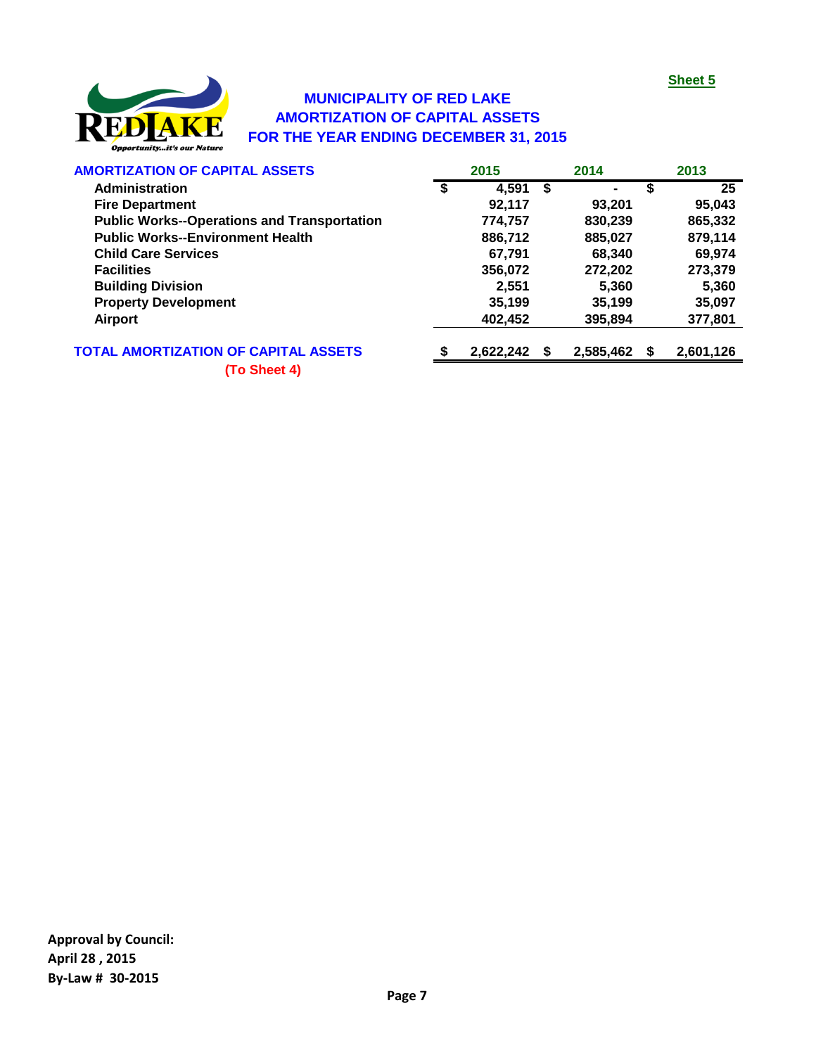Sheet 5

# MUNICIPALITY OF RED LAKE
## AMORTIZATION OF CAPITAL ASSETS
## FOR THE YEAR ENDING DECEMBER 31, 2015

| AMORTIZATION OF CAPITAL ASSETS | 2015 | 2014 | 2013 |
|---|---|---|---|
| Administration | $ 4,591 | $ - | $ 25 |
| Fire Department | 92,117 | 93,201 | 95,043 |
| Public Works--Operations and Transportation | 774,757 | 830,239 | 865,332 |
| Public Works--Environment Health | 886,712 | 885,027 | 879,114 |
| Child Care Services | 67,791 | 68,340 | 69,974 |
| Facilities | 356,072 | 272,202 | 273,379 |
| Building Division | 2,551 | 5,360 | 5,360 |
| Property Development | 35,199 | 35,199 | 35,097 |
| Airport | 402,452 | 395,894 | 377,801 |
| **TOTAL AMORTIZATION OF CAPITAL ASSETS** | $ 2,622,242 | $ 2,585,462 | $ 2,601,126 |

(To Sheet 4)

**Approval by Council:**
**April 28 , 2015**
**By-Law # 30-2015**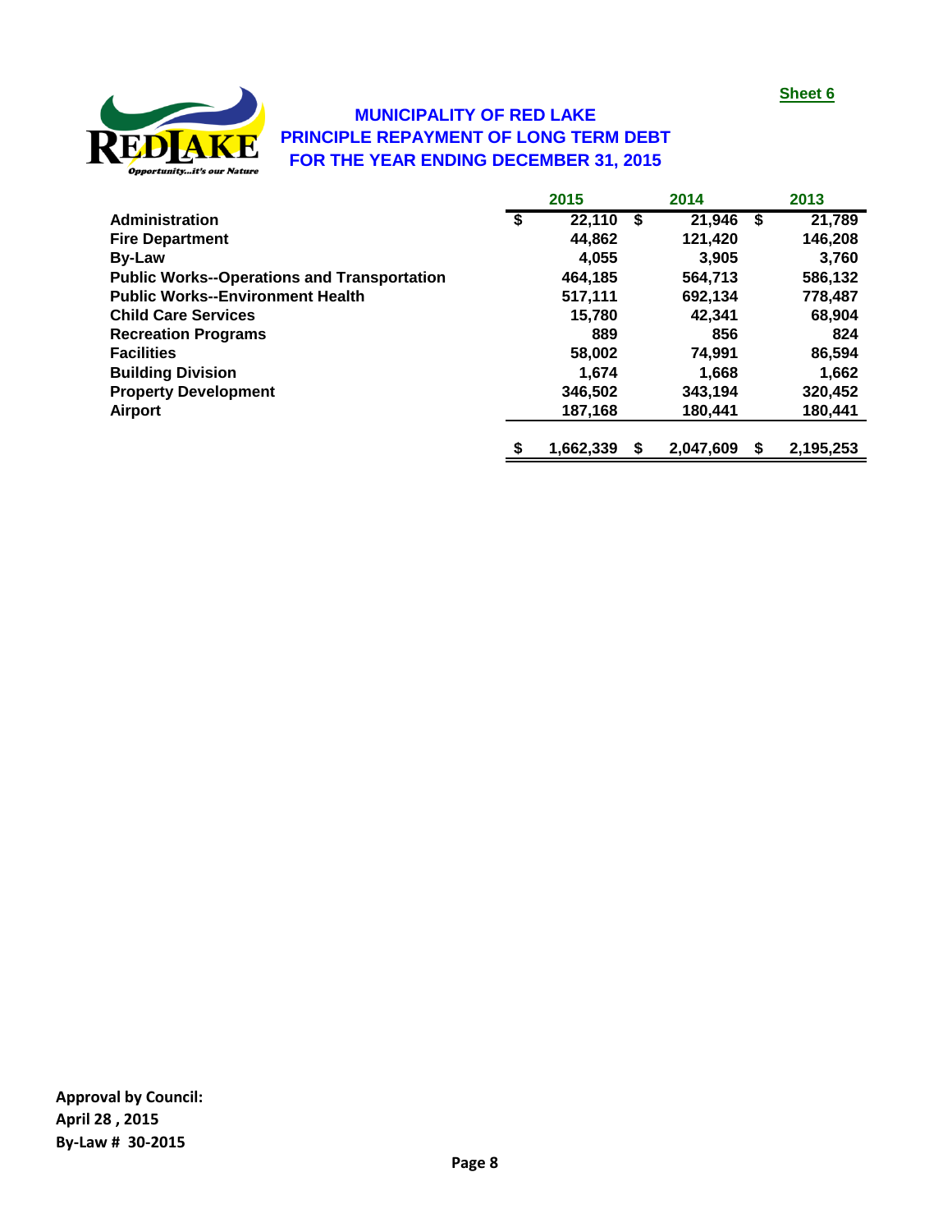Sheet 6

# MUNICIPALITY OF RED LAKE
## PRINCIPLE REPAYMENT OF LONG TERM DEBT
## FOR THE YEAR ENDING DECEMBER 31, 2015

| | 2015 | 2014 | 2013 |
|---|---|---|---|
| **Administration** | $ 22,110 | $ 21,946 | $ 21,789 |
| **Fire Department** | 44,862 | 121,420 | 146,208 |
| **By-Law** | 4,055 | 3,905 | 3,760 |
| **Public Works--Operations and Transportation** | 464,185 | 564,713 | 586,132 |
| **Public Works--Environment Health** | 517,111 | 692,134 | 778,487 |
| **Child Care Services** | 15,780 | 42,341 | 68,904 |
| **Recreation Programs** | 889 | 856 | 824 |
| **Facilities** | 58,002 | 74,991 | 86,594 |
| **Building Division** | 1,674 | 1,668 | 1,662 |
| **Property Development** | 346,502 | 343,194 | 320,452 |
| **Airport** | 187,168 | 180,441 | 180,441 |
| | $ 1,662,339 | $ 2,047,609 | $ 2,195,253 |

**Approval by Council:**
**April 28 , 2015**
**By-Law # 30-2015**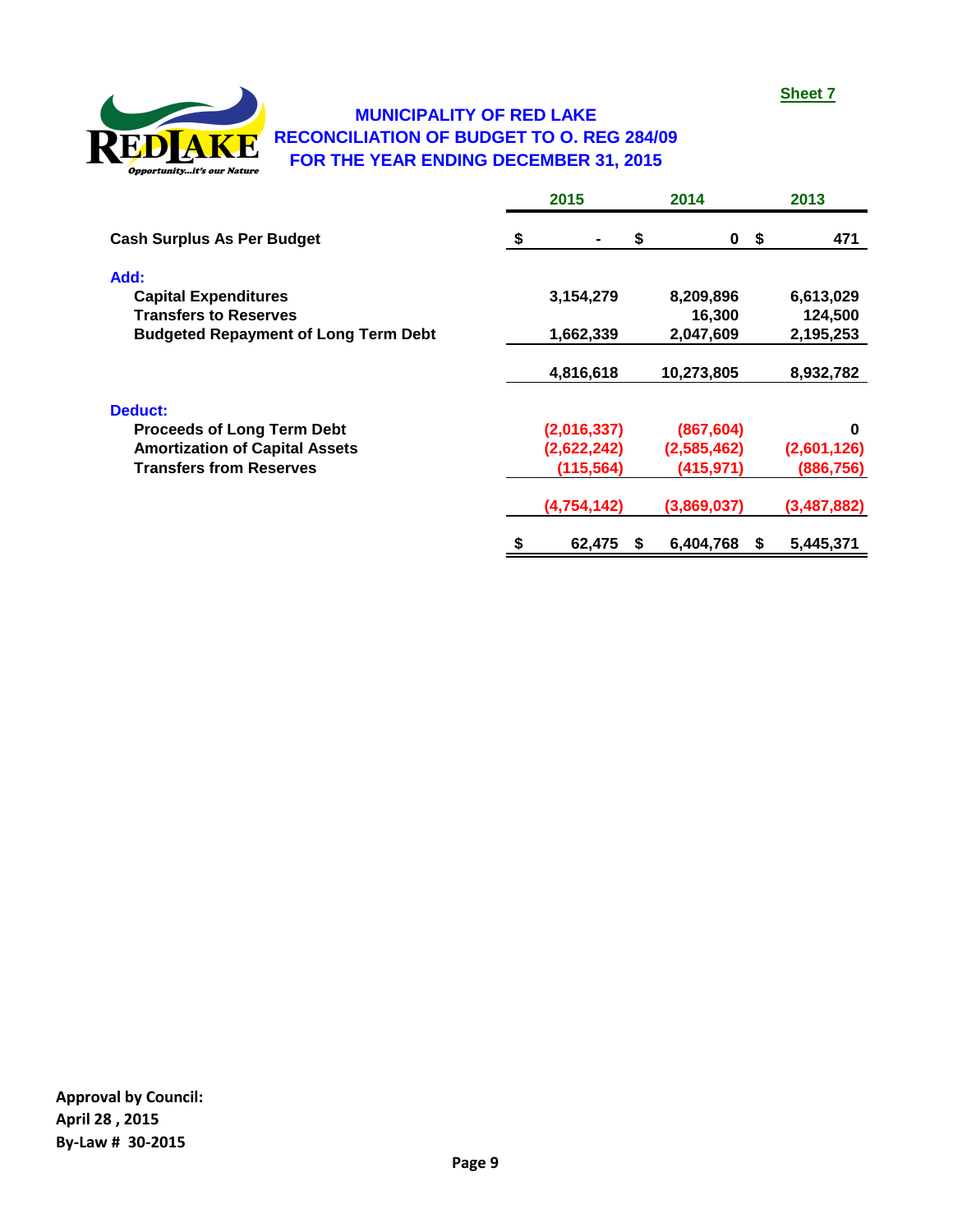Sheet 7

# MUNICIPALITY OF RED LAKE
## RECONCILIATION OF BUDGET TO O. REG 284/09
## FOR THE YEAR ENDING DECEMBER 31, 2015

| | 2015 | 2014 | 2013 |
|---|---|---|---|
| **Cash Surplus As Per Budget** | $ - | $ 0 | $ 471 |
| **Add:** | | | |
| Capital Expenditures | 3,154,279 | 8,209,896 | 6,613,029 |
| Transfers to Reserves | | 16,300 | 124,500 |
| Budgeted Repayment of Long Term Debt | 1,662,339 | 2,047,609 | 2,195,253 |
| | 4,816,618 | 10,273,805 | 8,932,782 |
| **Deduct:** | | | |
| Proceeds of Long Term Debt | (2,016,337) | (867,604) | 0 |
| Amortization of Capital Assets | (2,622,242) | (2,585,462) | (2,601,126) |
| Transfers from Reserves | (115,564) | (415,971) | (886,756) |
| | (4,754,142) | (3,869,037) | (3,487,882) |
| | $ 62,475 | $ 6,404,768 | $ 5,445,371 |

**Approval by Council:**
**April 28 , 2015**
**By-Law # 30-2015**